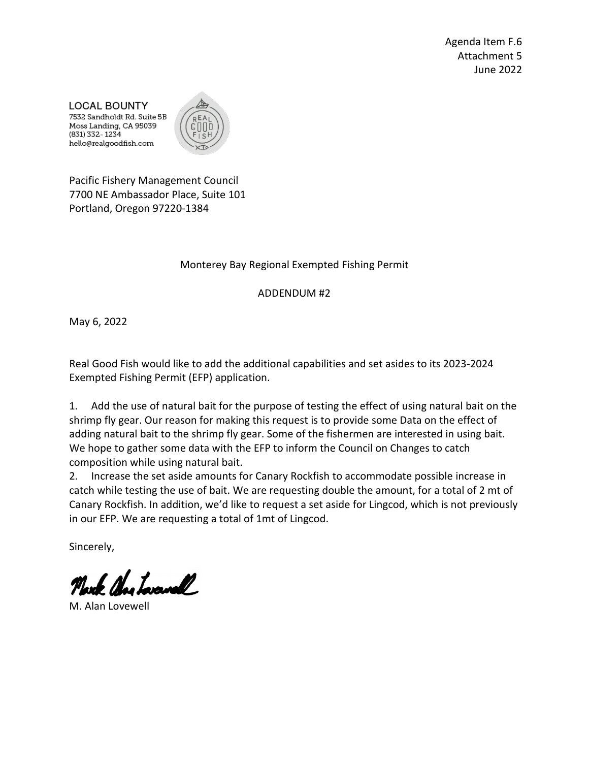Agenda Item F.6
Attachment 5
June 2022

LOCAL BOUNTY
7532 Sandholdt Rd. Suite 5B
Moss Landing, CA 95039
(831) 332- 1234
hello@realgoodfish.com

Pacific Fishery Management Council
7700 NE Ambassador Place, Suite 101
Portland, Oregon 97220-1384

Monterey Bay Regional Exempted Fishing Permit

ADDENDUM #2

May 6, 2022

Real Good Fish would like to add the additional capabilities and set asides to its 2023-2024 Exempted Fishing Permit (EFP) application.

1. Add the use of natural bait for the purpose of testing the effect of using natural bait on the shrimp fly gear. Our reason for making this request is to provide some Data on the effect of adding natural bait to the shrimp fly gear. Some of the fishermen are interested in using bait. We hope to gather some data with the EFP to inform the Council on Changes to catch composition while using natural bait.
2. Increase the set aside amounts for Canary Rockfish to accommodate possible increase in catch while testing the use of bait. We are requesting double the amount, for a total of 2 mt of Canary Rockfish. In addition, we'd like to request a set aside for Lingcod, which is not previously in our EFP. We are requesting a total of 1mt of Lingcod.

Sincerely,

M. Alan Lovewell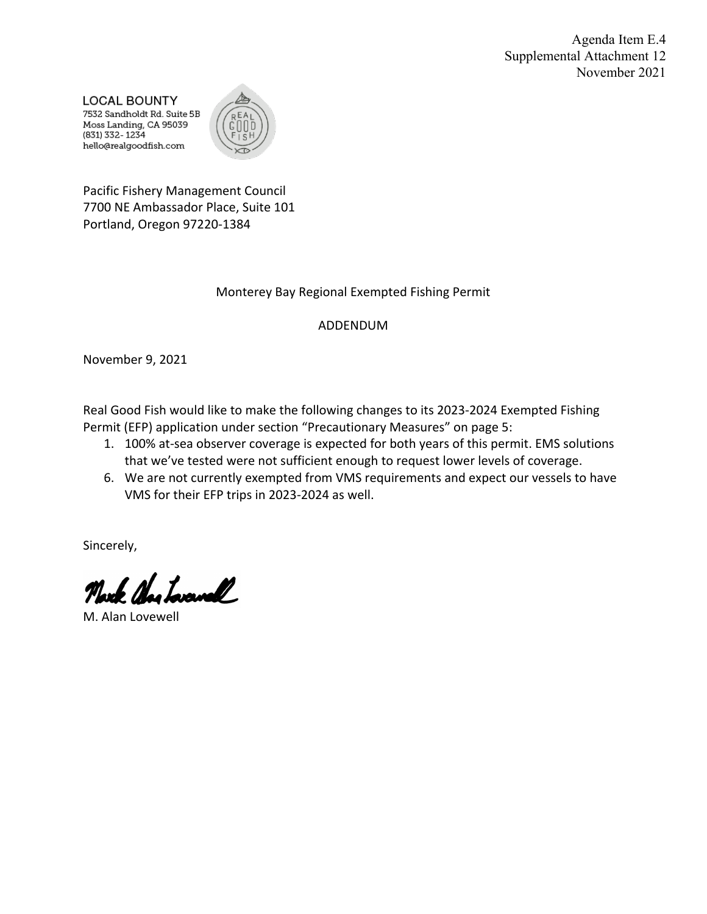Agenda Item E.4
Supplemental Attachment 12
November 2021

LOCAL BOUNTY
7532 Sandholdt Rd. Suite 5B
Moss Landing, CA 95039
(831) 332- 1234
hello@realgoodfish.com

Pacific Fishery Management Council
7700 NE Ambassador Place, Suite 101
Portland, Oregon 97220-1384

Monterey Bay Regional Exempted Fishing Permit

ADDENDUM

November 9, 2021

Real Good Fish would like to make the following changes to its 2023-2024 Exempted Fishing Permit (EFP) application under section "Precautionary Measures" on page 5:

1. 100% at-sea observer coverage is expected for both years of this permit. EMS solutions that we've tested were not sufficient enough to request lower levels of coverage.
6. We are not currently exempted from VMS requirements and expect our vessels to have VMS for their EFP trips in 2023-2024 as well.

Sincerely,

M. Alan Lovewell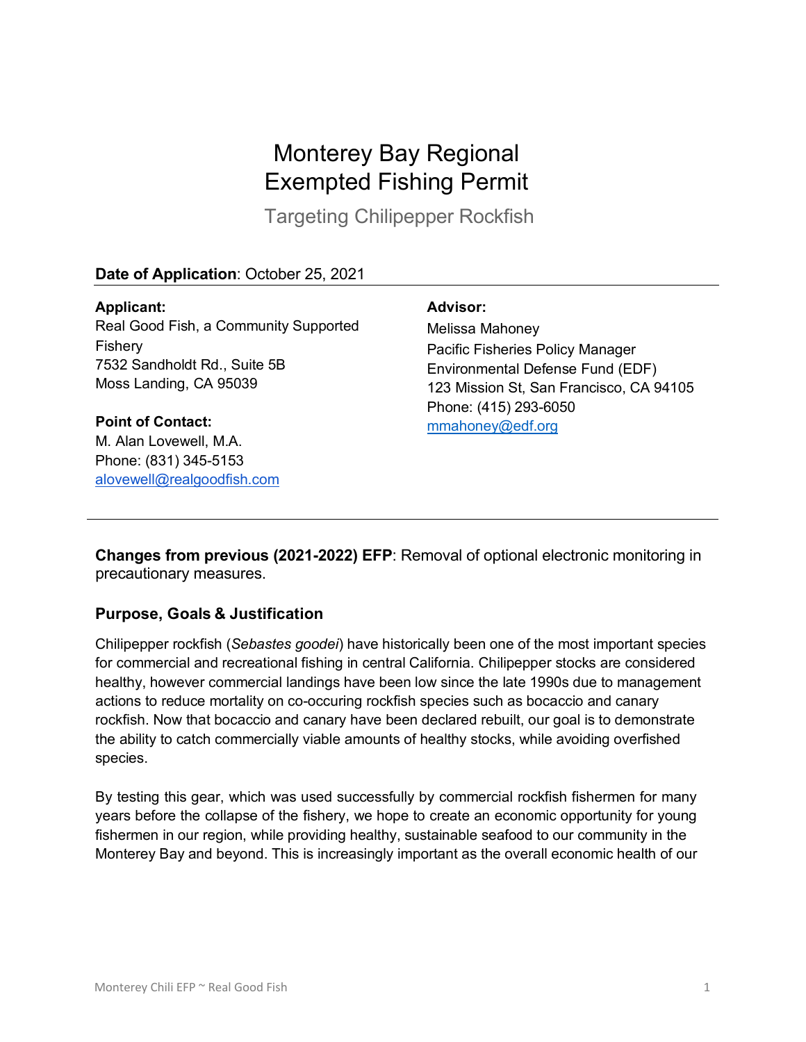# Monterey Bay Regional Exempted Fishing Permit

Targeting Chilipepper Rockfish

**Date of Application**: October 25, 2021

**Applicant:**
Real Good Fish, a Community Supported Fishery
7532 Sandholdt Rd., Suite 5B
Moss Landing, CA 95039

**Point of Contact:**
M. Alan Lovewell, M.A.
Phone: (831) 345-5153
alovewell@realgoodfish.com

**Advisor:**
Melissa Mahoney
Pacific Fisheries Policy Manager
Environmental Defense Fund (EDF)
123 Mission St, San Francisco, CA 94105
Phone: (415) 293-6050
mmahoney@edf.org

---

**Changes from previous (2021-2022) EFP**: Removal of optional electronic monitoring in precautionary measures.

## Purpose, Goals & Justification

Chilipepper rockfish (*Sebastes goodei*) have historically been one of the most important species for commercial and recreational fishing in central California. Chilipepper stocks are considered healthy, however commercial landings have been low since the late 1990s due to management actions to reduce mortality on co-occuring rockfish species such as bocaccio and canary rockfish. Now that bocaccio and canary have been declared rebuilt, our goal is to demonstrate the ability to catch commercially viable amounts of healthy stocks, while avoiding overfished species.

By testing this gear, which was used successfully by commercial rockfish fishermen for many years before the collapse of the fishery, we hope to create an economic opportunity for young fishermen in our region, while providing healthy, sustainable seafood to our community in the Monterey Bay and beyond. This is increasingly important as the overall economic health of our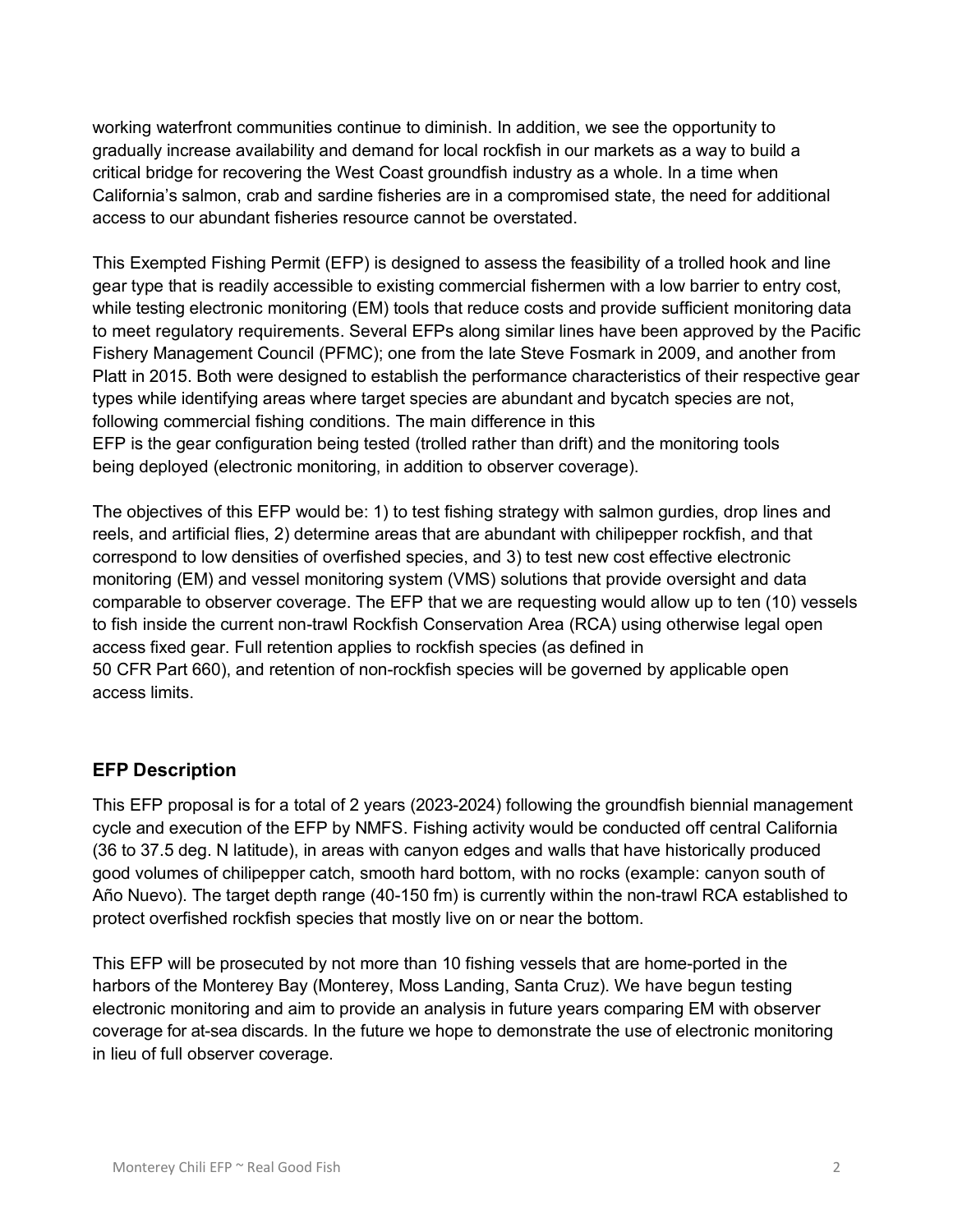working waterfront communities continue to diminish. In addition, we see the opportunity to gradually increase availability and demand for local rockfish in our markets as a way to build a critical bridge for recovering the West Coast groundfish industry as a whole. In a time when California's salmon, crab and sardine fisheries are in a compromised state, the need for additional access to our abundant fisheries resource cannot be overstated.

This Exempted Fishing Permit (EFP) is designed to assess the feasibility of a trolled hook and line gear type that is readily accessible to existing commercial fishermen with a low barrier to entry cost, while testing electronic monitoring (EM) tools that reduce costs and provide sufficient monitoring data to meet regulatory requirements. Several EFPs along similar lines have been approved by the Pacific Fishery Management Council (PFMC); one from the late Steve Fosmark in 2009, and another from Platt in 2015. Both were designed to establish the performance characteristics of their respective gear types while identifying areas where target species are abundant and bycatch species are not, following commercial fishing conditions. The main difference in this EFP is the gear configuration being tested (trolled rather than drift) and the monitoring tools being deployed (electronic monitoring, in addition to observer coverage).

The objectives of this EFP would be: 1) to test fishing strategy with salmon gurdies, drop lines and reels, and artificial flies, 2) determine areas that are abundant with chilipepper rockfish, and that correspond to low densities of overfished species, and 3) to test new cost effective electronic monitoring (EM) and vessel monitoring system (VMS) solutions that provide oversight and data comparable to observer coverage. The EFP that we are requesting would allow up to ten (10) vessels to fish inside the current non-trawl Rockfish Conservation Area (RCA) using otherwise legal open access fixed gear. Full retention applies to rockfish species (as defined in 50 CFR Part 660), and retention of non-rockfish species will be governed by applicable open access limits.

## EFP Description

This EFP proposal is for a total of 2 years (2023-2024) following the groundfish biennial management cycle and execution of the EFP by NMFS. Fishing activity would be conducted off central California (36 to 37.5 deg. N latitude), in areas with canyon edges and walls that have historically produced good volumes of chilipepper catch, smooth hard bottom, with no rocks (example: canyon south of Año Nuevo). The target depth range (40-150 fm) is currently within the non-trawl RCA established to protect overfished rockfish species that mostly live on or near the bottom.

This EFP will be prosecuted by not more than 10 fishing vessels that are home-ported in the harbors of the Monterey Bay (Monterey, Moss Landing, Santa Cruz). We have begun testing electronic monitoring and aim to provide an analysis in future years comparing EM with observer coverage for at-sea discards. In the future we hope to demonstrate the use of electronic monitoring in lieu of full observer coverage.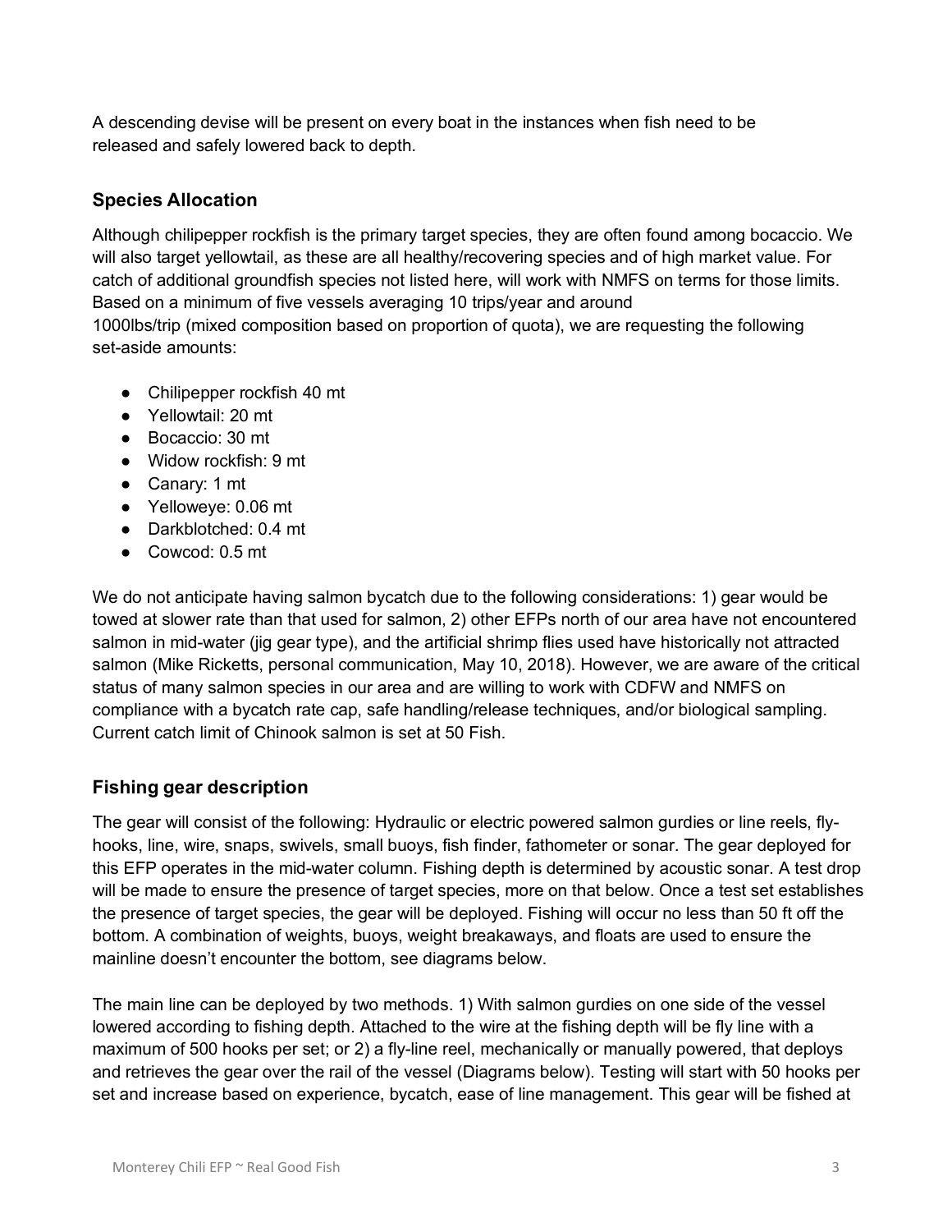A descending devise will be present on every boat in the instances when fish need to be released and safely lowered back to depth.

### Species Allocation

Although chilipepper rockfish is the primary target species, they are often found among bocaccio. We will also target yellowtail, as these are all healthy/recovering species and of high market value. For catch of additional groundfish species not listed here, will work with NMFS on terms for those limits. Based on a minimum of five vessels averaging 10 trips/year and around 1000lbs/trip (mixed composition based on proportion of quota), we are requesting the following set-aside amounts:

- Chilipepper rockfish 40 mt
- Yellowtail: 20 mt
- Bocaccio: 30 mt
- Widow rockfish: 9 mt
- Canary: 1 mt
- Yelloweye: 0.06 mt
- Darkblotched: 0.4 mt
- Cowcod: 0.5 mt

We do not anticipate having salmon bycatch due to the following considerations: 1) gear would be towed at slower rate than that used for salmon, 2) other EFPs north of our area have not encountered salmon in mid-water (jig gear type), and the artificial shrimp flies used have historically not attracted salmon (Mike Ricketts, personal communication, May 10, 2018). However, we are aware of the critical status of many salmon species in our area and are willing to work with CDFW and NMFS on compliance with a bycatch rate cap, safe handling/release techniques, and/or biological sampling. Current catch limit of Chinook salmon is set at 50 Fish.

### Fishing gear description

The gear will consist of the following: Hydraulic or electric powered salmon gurdies or line reels, fly-hooks, line, wire, snaps, swivels, small buoys, fish finder, fathometer or sonar. The gear deployed for this EFP operates in the mid-water column. Fishing depth is determined by acoustic sonar. A test drop will be made to ensure the presence of target species, more on that below. Once a test set establishes the presence of target species, the gear will be deployed. Fishing will occur no less than 50 ft off the bottom. A combination of weights, buoys, weight breakaways, and floats are used to ensure the mainline doesn't encounter the bottom, see diagrams below.

The main line can be deployed by two methods. 1) With salmon gurdies on one side of the vessel lowered according to fishing depth. Attached to the wire at the fishing depth will be fly line with a maximum of 500 hooks per set; or 2) a fly-line reel, mechanically or manually powered, that deploys and retrieves the gear over the rail of the vessel (Diagrams below). Testing will start with 50 hooks per set and increase based on experience, bycatch, ease of line management. This gear will be fished at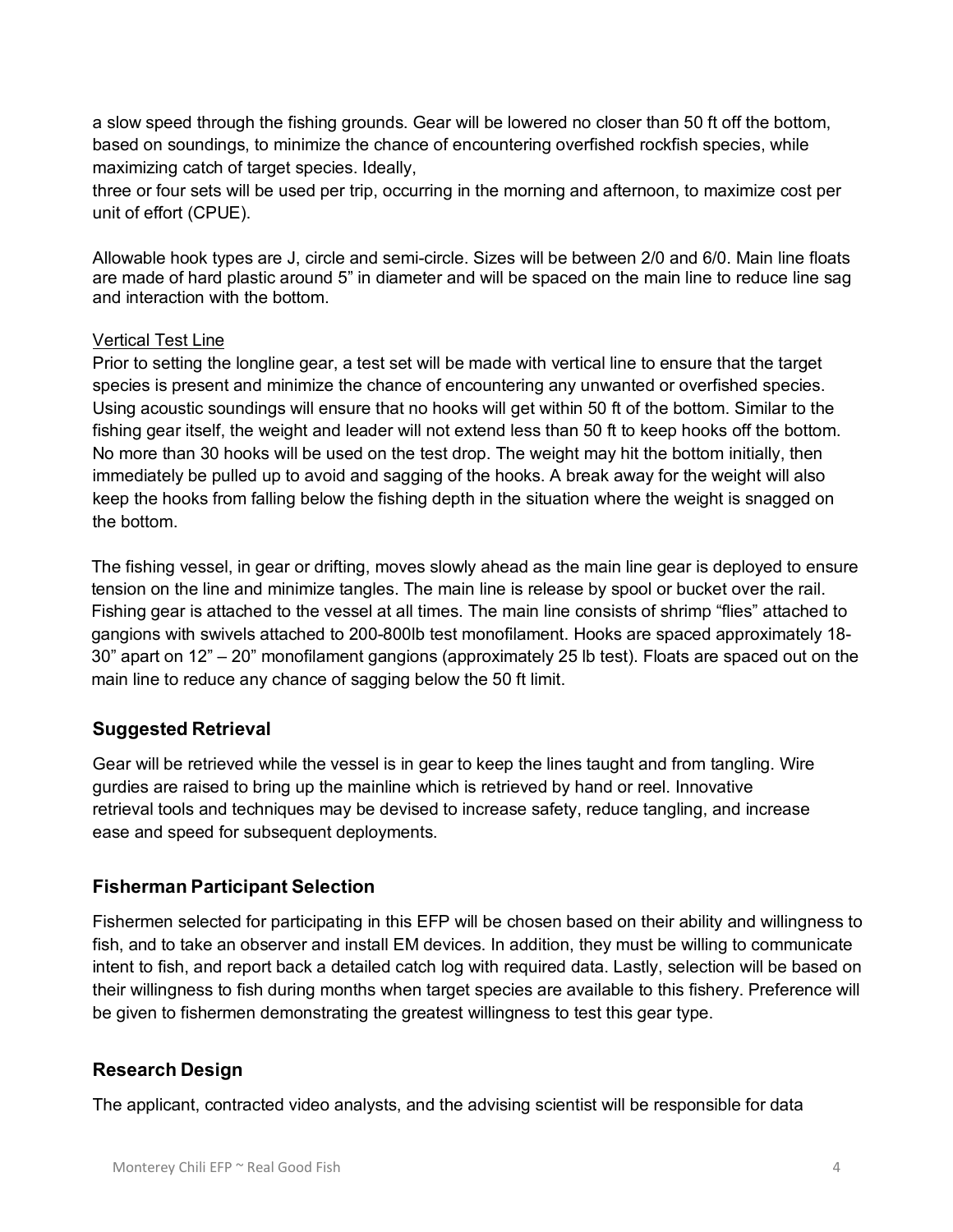a slow speed through the fishing grounds. Gear will be lowered no closer than 50 ft off the bottom, based on soundings, to minimize the chance of encountering overfished rockfish species, while maximizing catch of target species. Ideally,
three or four sets will be used per trip, occurring in the morning and afternoon, to maximize cost per unit of effort (CPUE).

Allowable hook types are J, circle and semi-circle. Sizes will be between 2/0 and 6/0. Main line floats are made of hard plastic around 5" in diameter and will be spaced on the main line to reduce line sag and interaction with the bottom.

Vertical Test Line

Prior to setting the longline gear, a test set will be made with vertical line to ensure that the target species is present and minimize the chance of encountering any unwanted or overfished species. Using acoustic soundings will ensure that no hooks will get within 50 ft of the bottom. Similar to the fishing gear itself, the weight and leader will not extend less than 50 ft to keep hooks off the bottom. No more than 30 hooks will be used on the test drop. The weight may hit the bottom initially, then immediately be pulled up to avoid and sagging of the hooks. A break away for the weight will also keep the hooks from falling below the fishing depth in the situation where the weight is snagged on the bottom.

The fishing vessel, in gear or drifting, moves slowly ahead as the main line gear is deployed to ensure tension on the line and minimize tangles. The main line is release by spool or bucket over the rail. Fishing gear is attached to the vessel at all times. The main line consists of shrimp "flies" attached to gangions with swivels attached to 200-800lb test monofilament. Hooks are spaced approximately 18-30" apart on 12" – 20" monofilament gangions (approximately 25 lb test). Floats are spaced out on the main line to reduce any chance of sagging below the 50 ft limit.

## Suggested Retrieval

Gear will be retrieved while the vessel is in gear to keep the lines taught and from tangling. Wire gurdies are raised to bring up the mainline which is retrieved by hand or reel. Innovative retrieval tools and techniques may be devised to increase safety, reduce tangling, and increase ease and speed for subsequent deployments.

## Fisherman Participant Selection

Fishermen selected for participating in this EFP will be chosen based on their ability and willingness to fish, and to take an observer and install EM devices. In addition, they must be willing to communicate intent to fish, and report back a detailed catch log with required data. Lastly, selection will be based on their willingness to fish during months when target species are available to this fishery. Preference will be given to fishermen demonstrating the greatest willingness to test this gear type.

## Research Design

The applicant, contracted video analysts, and the advising scientist will be responsible for data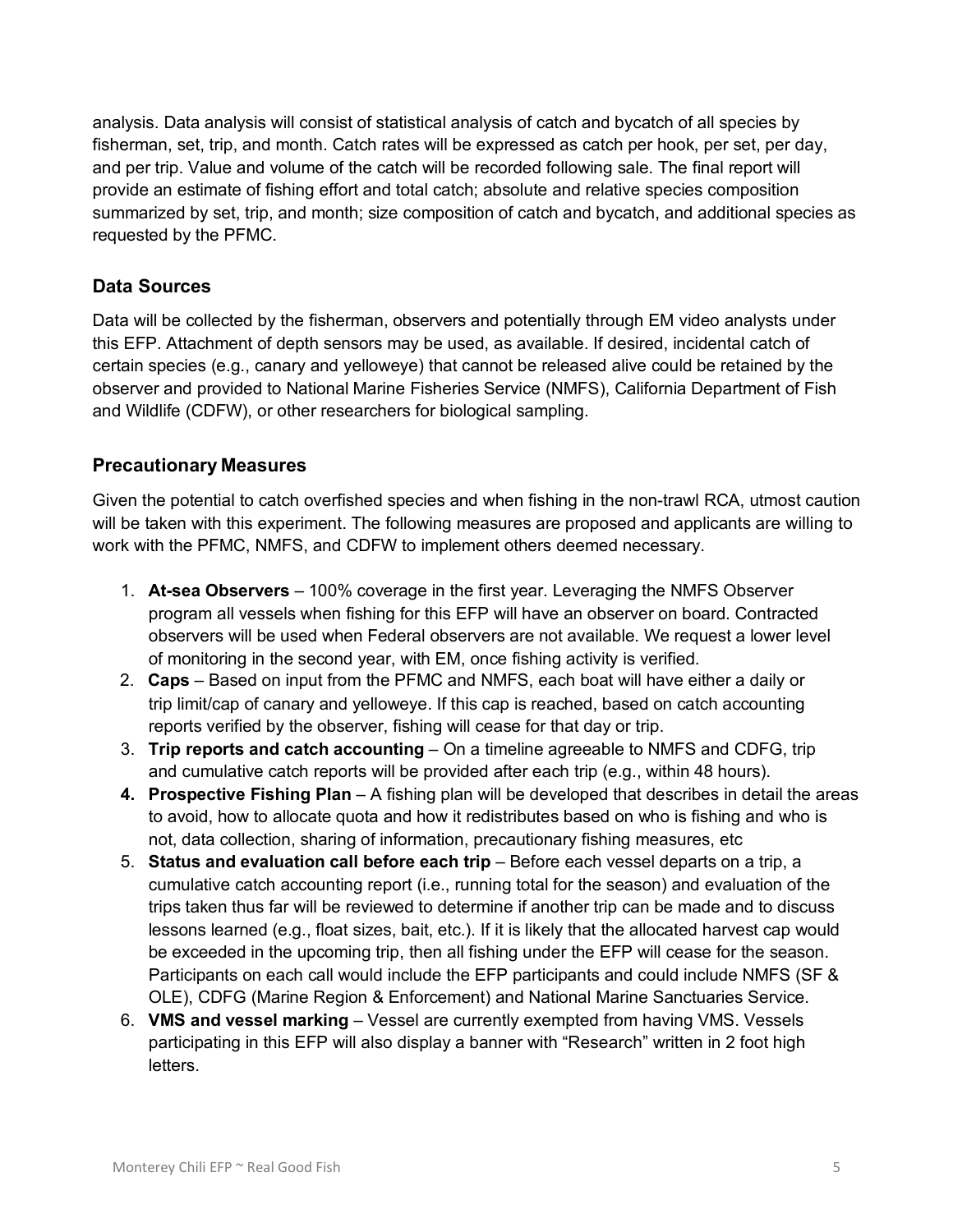analysis. Data analysis will consist of statistical analysis of catch and bycatch of all species by fisherman, set, trip, and month. Catch rates will be expressed as catch per hook, per set, per day, and per trip. Value and volume of the catch will be recorded following sale. The final report will provide an estimate of fishing effort and total catch; absolute and relative species composition summarized by set, trip, and month; size composition of catch and bycatch, and additional species as requested by the PFMC.

### Data Sources

Data will be collected by the fisherman, observers and potentially through EM video analysts under this EFP. Attachment of depth sensors may be used, as available. If desired, incidental catch of certain species (e.g., canary and yelloweye) that cannot be released alive could be retained by the observer and provided to National Marine Fisheries Service (NMFS), California Department of Fish and Wildlife (CDFW), or other researchers for biological sampling.

### Precautionary Measures

Given the potential to catch overfished species and when fishing in the non-trawl RCA, utmost caution will be taken with this experiment. The following measures are proposed and applicants are willing to work with the PFMC, NMFS, and CDFW to implement others deemed necessary.

1. **At-sea Observers** – 100% coverage in the first year. Leveraging the NMFS Observer program all vessels when fishing for this EFP will have an observer on board. Contracted observers will be used when Federal observers are not available. We request a lower level of monitoring in the second year, with EM, once fishing activity is verified.
2. **Caps** – Based on input from the PFMC and NMFS, each boat will have either a daily or trip limit/cap of canary and yelloweye. If this cap is reached, based on catch accounting reports verified by the observer, fishing will cease for that day or trip.
3. **Trip reports and catch accounting** – On a timeline agreeable to NMFS and CDFG, trip and cumulative catch reports will be provided after each trip (e.g., within 48 hours).
4. **Prospective Fishing Plan** – A fishing plan will be developed that describes in detail the areas to avoid, how to allocate quota and how it redistributes based on who is fishing and who is not, data collection, sharing of information, precautionary fishing measures, etc
5. **Status and evaluation call before each trip** – Before each vessel departs on a trip, a cumulative catch accounting report (i.e., running total for the season) and evaluation of the trips taken thus far will be reviewed to determine if another trip can be made and to discuss lessons learned (e.g., float sizes, bait, etc.). If it is likely that the allocated harvest cap would be exceeded in the upcoming trip, then all fishing under the EFP will cease for the season. Participants on each call would include the EFP participants and could include NMFS (SF & OLE), CDFG (Marine Region & Enforcement) and National Marine Sanctuaries Service.
6. **VMS and vessel marking** – Vessel are currently exempted from having VMS. Vessels participating in this EFP will also display a banner with "Research" written in 2 foot high letters.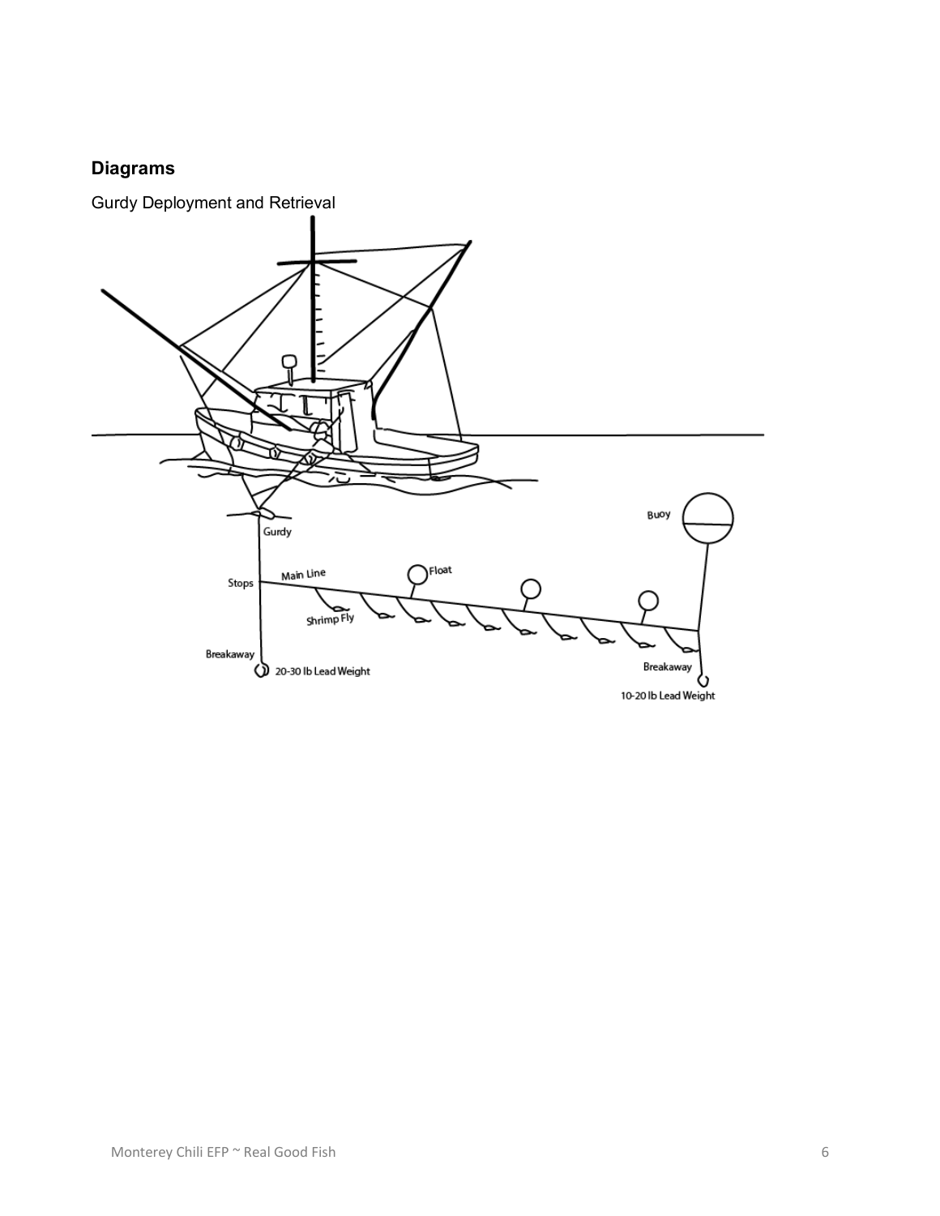## Diagrams

Gurdy Deployment and Retrieval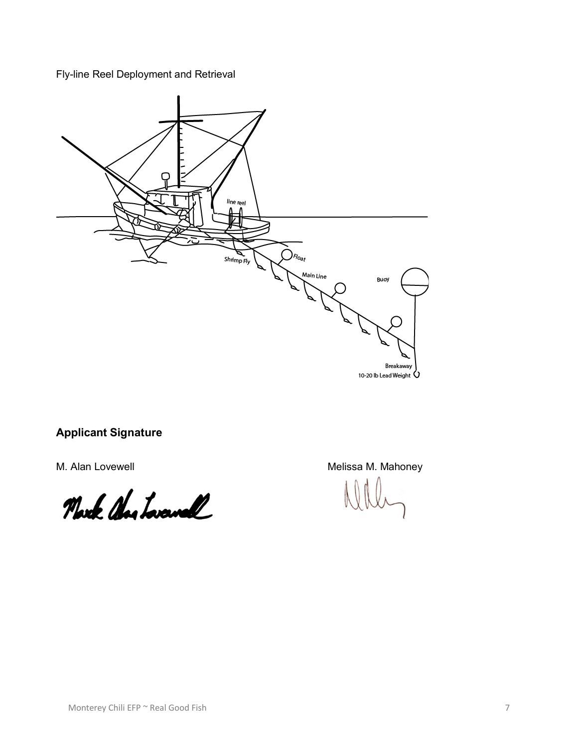Fly-line Reel Deployment and Retrieval

line reel

Shrimp Fly

Float

Main Line

Buoy

Breakaway

10-20 lb Lead Weight

## Applicant Signature

M. Alan Lovewell

Melissa M. Mahoney